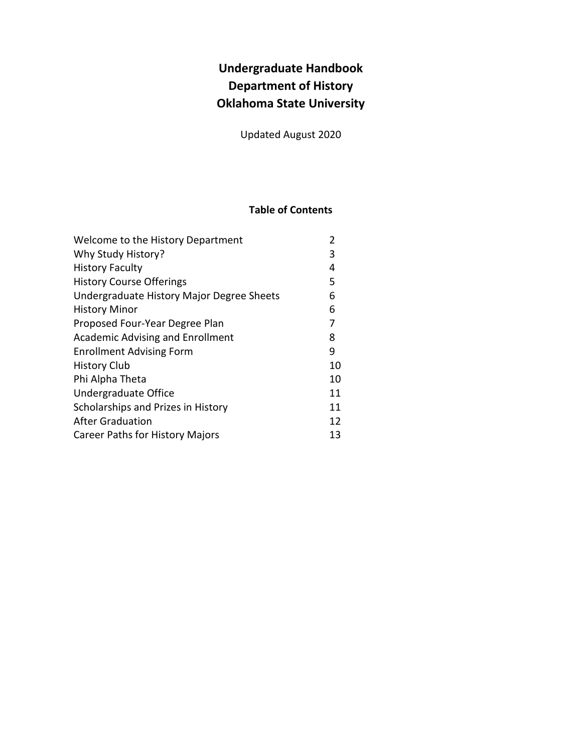# Undergraduate Handbook
# Department of History
# Oklahoma State University

Updated August 2020

## Table of Contents

| | |
|---|---|
| Welcome to the History Department | 2 |
| Why Study History? | 3 |
| History Faculty | 4 |
| History Course Offerings | 5 |
| Undergraduate History Major Degree Sheets | 6 |
| History Minor | 6 |
| Proposed Four-Year Degree Plan | 7 |
| Academic Advising and Enrollment | 8 |
| Enrollment Advising Form | 9 |
| History Club | 10 |
| Phi Alpha Theta | 10 |
| Undergraduate Office | 11 |
| Scholarships and Prizes in History | 11 |
| After Graduation | 12 |
| Career Paths for History Majors | 13 |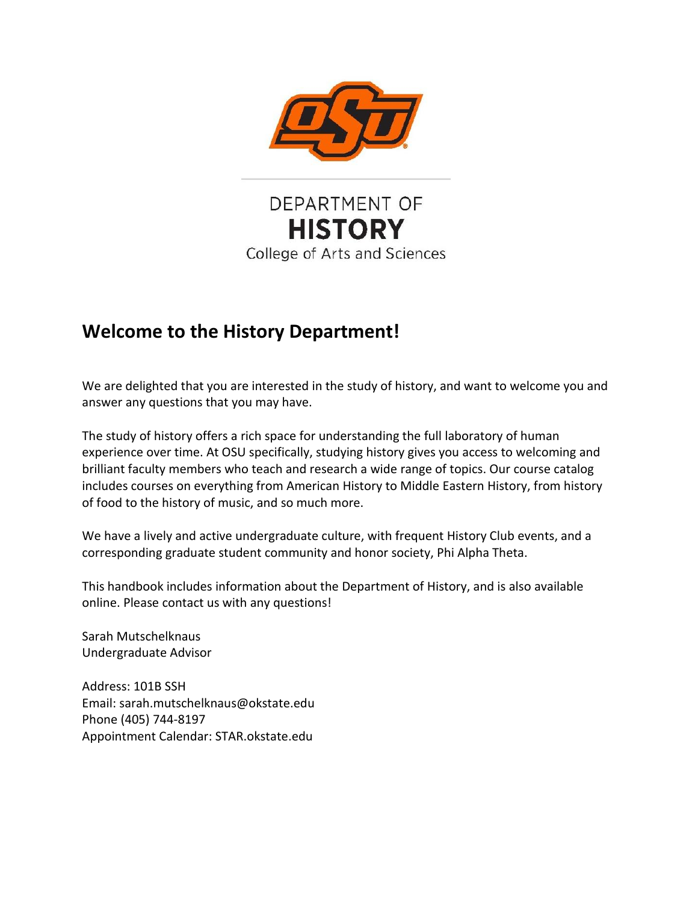DEPARTMENT OF
**HISTORY**
College of Arts and Sciences

## Welcome to the History Department!

We are delighted that you are interested in the study of history, and want to welcome you and answer any questions that you may have.

The study of history offers a rich space for understanding the full laboratory of human experience over time. At OSU specifically, studying history gives you access to welcoming and brilliant faculty members who teach and research a wide range of topics. Our course catalog includes courses on everything from American History to Middle Eastern History, from history of food to the history of music, and so much more.

We have a lively and active undergraduate culture, with frequent History Club events, and a corresponding graduate student community and honor society, Phi Alpha Theta.

This handbook includes information about the Department of History, and is also available online. Please contact us with any questions!

Sarah Mutschelknaus
Undergraduate Advisor

Address: 101B SSH
Email: sarah.mutschelknaus@okstate.edu
Phone (405) 744-8197
Appointment Calendar: STAR.okstate.edu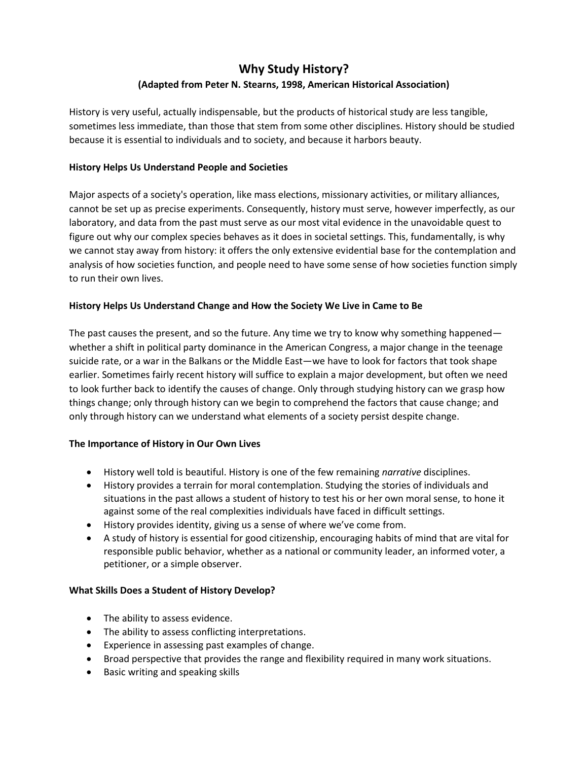# Why Study History?

## (Adapted from Peter N. Stearns, 1998, American Historical Association)

History is very useful, actually indispensable, but the products of historical study are less tangible, sometimes less immediate, than those that stem from some other disciplines. History should be studied because it is essential to individuals and to society, and because it harbors beauty.

### History Helps Us Understand People and Societies

Major aspects of a society's operation, like mass elections, missionary activities, or military alliances, cannot be set up as precise experiments. Consequently, history must serve, however imperfectly, as our laboratory, and data from the past must serve as our most vital evidence in the unavoidable quest to figure out why our complex species behaves as it does in societal settings. This, fundamentally, is why we cannot stay away from history: it offers the only extensive evidential base for the contemplation and analysis of how societies function, and people need to have some sense of how societies function simply to run their own lives.

### History Helps Us Understand Change and How the Society We Live in Came to Be

The past causes the present, and so the future. Any time we try to know why something happened—whether a shift in political party dominance in the American Congress, a major change in the teenage suicide rate, or a war in the Balkans or the Middle East—we have to look for factors that took shape earlier. Sometimes fairly recent history will suffice to explain a major development, but often we need to look further back to identify the causes of change. Only through studying history can we grasp how things change; only through history can we begin to comprehend the factors that cause change; and only through history can we understand what elements of a society persist despite change.

### The Importance of History in Our Own Lives

- History well told is beautiful. History is one of the few remaining *narrative* disciplines.
- History provides a terrain for moral contemplation. Studying the stories of individuals and situations in the past allows a student of history to test his or her own moral sense, to hone it against some of the real complexities individuals have faced in difficult settings.
- History provides identity, giving us a sense of where we've come from.
- A study of history is essential for good citizenship, encouraging habits of mind that are vital for responsible public behavior, whether as a national or community leader, an informed voter, a petitioner, or a simple observer.

### What Skills Does a Student of History Develop?

- The ability to assess evidence.
- The ability to assess conflicting interpretations.
- Experience in assessing past examples of change.
- Broad perspective that provides the range and flexibility required in many work situations.
- Basic writing and speaking skills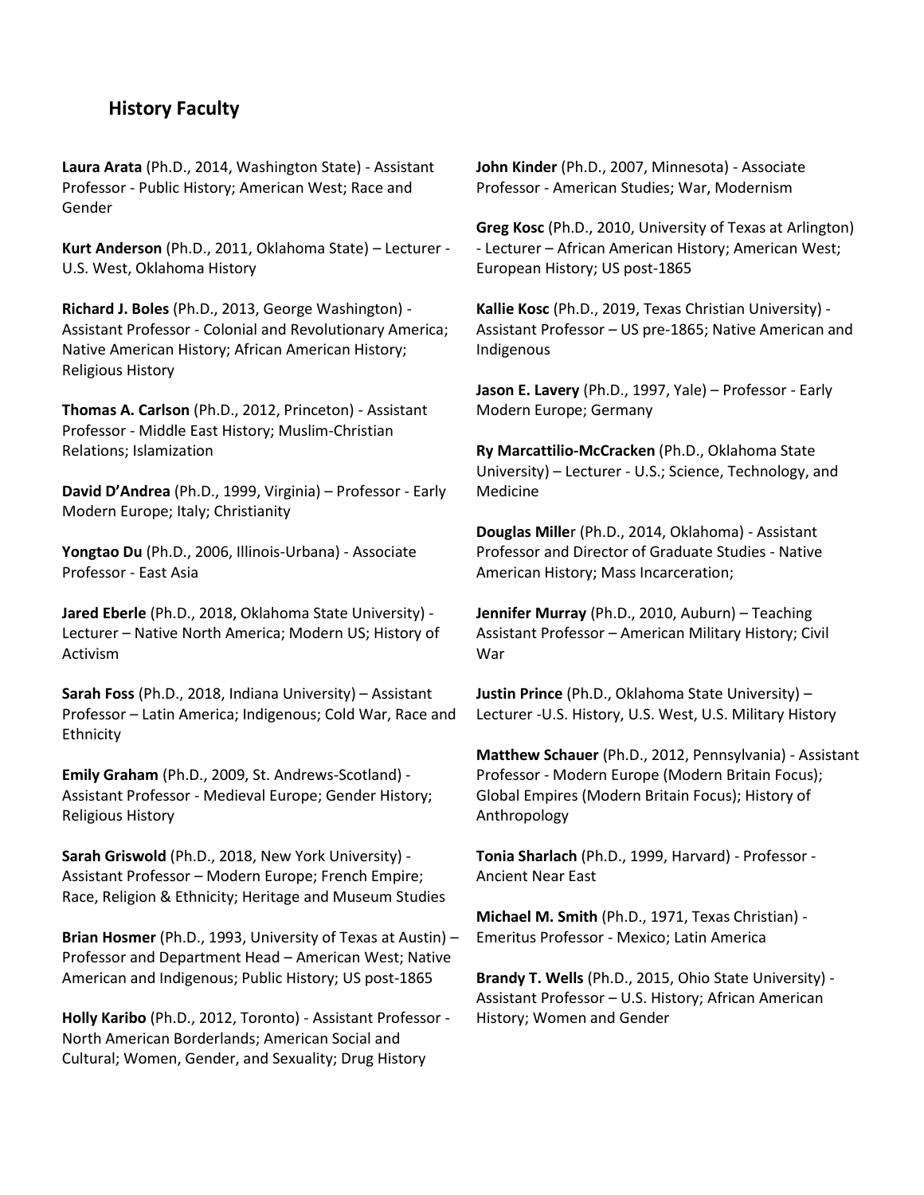## History Faculty

**Laura Arata** (Ph.D., 2014, Washington State) - Assistant Professor - Public History; American West; Race and Gender

**Kurt Anderson** (Ph.D., 2011, Oklahoma State) – Lecturer - U.S. West, Oklahoma History

**Richard J. Boles** (Ph.D., 2013, George Washington) - Assistant Professor - Colonial and Revolutionary America; Native American History; African American History; Religious History

**Thomas A. Carlson** (Ph.D., 2012, Princeton) - Assistant Professor - Middle East History; Muslim-Christian Relations; Islamization

**David D'Andrea** (Ph.D., 1999, Virginia) – Professor - Early Modern Europe; Italy; Christianity

**Yongtao Du** (Ph.D., 2006, Illinois-Urbana) - Associate Professor - East Asia

**Jared Eberle** (Ph.D., 2018, Oklahoma State University) - Lecturer – Native North America; Modern US; History of Activism

**Sarah Foss** (Ph.D., 2018, Indiana University) – Assistant Professor – Latin America; Indigenous; Cold War, Race and Ethnicity

**Emily Graham** (Ph.D., 2009, St. Andrews-Scotland) - Assistant Professor - Medieval Europe; Gender History; Religious History

**Sarah Griswold** (Ph.D., 2018, New York University) - Assistant Professor – Modern Europe; French Empire; Race, Religion & Ethnicity; Heritage and Museum Studies

**Brian Hosmer** (Ph.D., 1993, University of Texas at Austin) – Professor and Department Head – American West; Native American and Indigenous; Public History; US post-1865

**Holly Karibo** (Ph.D., 2012, Toronto) - Assistant Professor - North American Borderlands; American Social and Cultural; Women, Gender, and Sexuality; Drug History

**John Kinder** (Ph.D., 2007, Minnesota) - Associate Professor - American Studies; War, Modernism

**Greg Kosc** (Ph.D., 2010, University of Texas at Arlington) - Lecturer – African American History; American West; European History; US post-1865

**Kallie Kosc** (Ph.D., 2019, Texas Christian University) - Assistant Professor – US pre-1865; Native American and Indigenous

**Jason E. Lavery** (Ph.D., 1997, Yale) – Professor - Early Modern Europe; Germany

**Ry Marcattilio-McCracken** (Ph.D., Oklahoma State University) – Lecturer - U.S.; Science, Technology, and Medicine

**Douglas Mille**r (Ph.D., 2014, Oklahoma) - Assistant Professor and Director of Graduate Studies - Native American History; Mass Incarceration;

**Jennifer Murray** (Ph.D., 2010, Auburn) – Teaching Assistant Professor – American Military History; Civil War

**Justin Prince** (Ph.D., Oklahoma State University) – Lecturer -U.S. History, U.S. West, U.S. Military History

**Matthew Schauer** (Ph.D., 2012, Pennsylvania) - Assistant Professor - Modern Europe (Modern Britain Focus); Global Empires (Modern Britain Focus); History of Anthropology

**Tonia Sharlach** (Ph.D., 1999, Harvard) - Professor - Ancient Near East

**Michael M. Smith** (Ph.D., 1971, Texas Christian) - Emeritus Professor - Mexico; Latin America

**Brandy T. Wells** (Ph.D., 2015, Ohio State University) - Assistant Professor – U.S. History; African American History; Women and Gender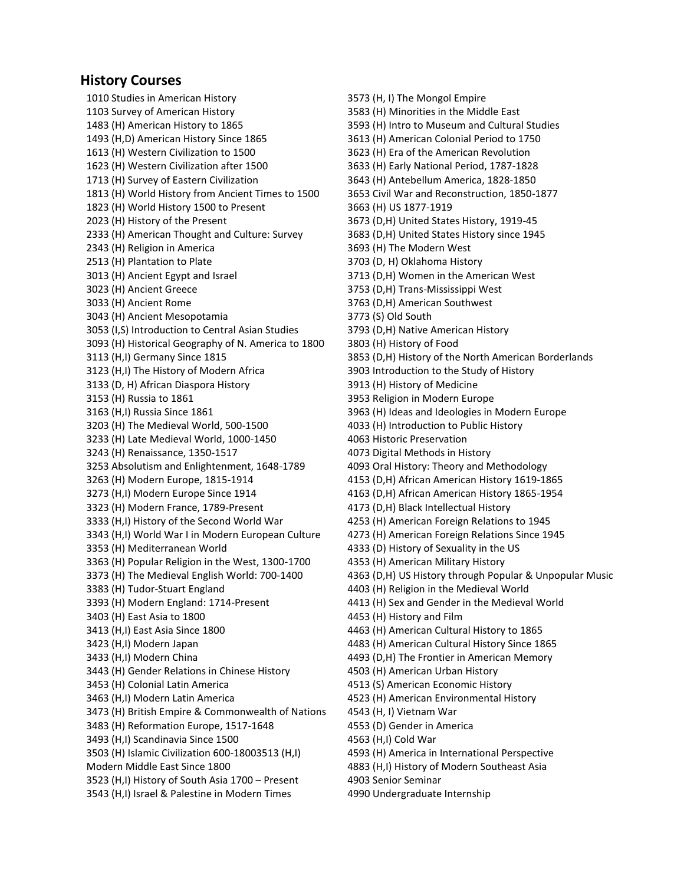## History Courses

1010 Studies in American History
1103 Survey of American History
1483 (H) American History to 1865
1493 (H,D) American History Since 1865
1613 (H) Western Civilization to 1500
1623 (H) Western Civilization after 1500
1713 (H) Survey of Eastern Civilization
1813 (H) World History from Ancient Times to 1500
1823 (H) World History 1500 to Present
2023 (H) History of the Present
2333 (H) American Thought and Culture: Survey
2343 (H) Religion in America
2513 (H) Plantation to Plate
3013 (H) Ancient Egypt and Israel
3023 (H) Ancient Greece
3033 (H) Ancient Rome
3043 (H) Ancient Mesopotamia
3053 (I,S) Introduction to Central Asian Studies
3093 (H) Historical Geography of N. America to 1800
3113 (H,I) Germany Since 1815
3123 (H,I) The History of Modern Africa
3133 (D, H) African Diaspora History
3153 (H) Russia to 1861
3163 (H,I) Russia Since 1861
3203 (H) The Medieval World, 500-1500
3233 (H) Late Medieval World, 1000-1450
3243 (H) Renaissance, 1350-1517
3253 Absolutism and Enlightenment, 1648-1789
3263 (H) Modern Europe, 1815-1914
3273 (H,I) Modern Europe Since 1914
3323 (H) Modern France, 1789-Present
3333 (H,I) History of the Second World War
3343 (H,I) World War I in Modern European Culture
3353 (H) Mediterranean World
3363 (H) Popular Religion in the West, 1300-1700
3373 (H) The Medieval English World: 700-1400
3383 (H) Tudor-Stuart England
3393 (H) Modern England: 1714-Present
3403 (H) East Asia to 1800
3413 (H,I) East Asia Since 1800
3423 (H,I) Modern Japan
3433 (H,I) Modern China
3443 (H) Gender Relations in Chinese History
3453 (H) Colonial Latin America
3463 (H,I) Modern Latin America
3473 (H) British Empire & Commonwealth of Nations
3483 (H) Reformation Europe, 1517-1648
3493 (H,I) Scandinavia Since 1500
3503 (H) Islamic Civilization 600-18003513 (H,I) Modern Middle East Since 1800
3523 (H,I) History of South Asia 1700 – Present
3543 (H,I) Israel & Palestine in Modern Times
3573 (H, I) The Mongol Empire
3583 (H) Minorities in the Middle East
3593 (H) Intro to Museum and Cultural Studies
3613 (H) American Colonial Period to 1750
3623 (H) Era of the American Revolution
3633 (H) Early National Period, 1787-1828
3643 (H) Antebellum America, 1828-1850
3653 Civil War and Reconstruction, 1850-1877
3663 (H) US 1877-1919
3673 (D,H) United States History, 1919-45
3683 (D,H) United States History since 1945
3693 (H) The Modern West
3703 (D, H) Oklahoma History
3713 (D,H) Women in the American West
3753 (D,H) Trans-Mississippi West
3763 (D,H) American Southwest
3773 (S) Old South
3793 (D,H) Native American History
3803 (H) History of Food
3853 (D,H) History of the North American Borderlands
3903 Introduction to the Study of History
3913 (H) History of Medicine
3953 Religion in Modern Europe
3963 (H) Ideas and Ideologies in Modern Europe
4033 (H) Introduction to Public History
4063 Historic Preservation
4073 Digital Methods in History
4093 Oral History: Theory and Methodology
4153 (D,H) African American History 1619-1865
4163 (D,H) African American History 1865-1954
4173 (D,H) Black Intellectual History
4253 (H) American Foreign Relations to 1945
4273 (H) American Foreign Relations Since 1945
4333 (D) History of Sexuality in the US
4353 (H) American Military History
4363 (D,H) US History through Popular & Unpopular Music
4403 (H) Religion in the Medieval World
4413 (H) Sex and Gender in the Medieval World
4453 (H) History and Film
4463 (H) American Cultural History to 1865
4483 (H) American Cultural History Since 1865
4493 (D,H) The Frontier in American Memory
4503 (H) American Urban History
4513 (S) American Economic History
4523 (H) American Environmental History
4543 (H, I) Vietnam War
4553 (D) Gender in America
4563 (H,I) Cold War
4593 (H) America in International Perspective
4883 (H,I) History of Modern Southeast Asia
4903 Senior Seminar
4990 Undergraduate Internship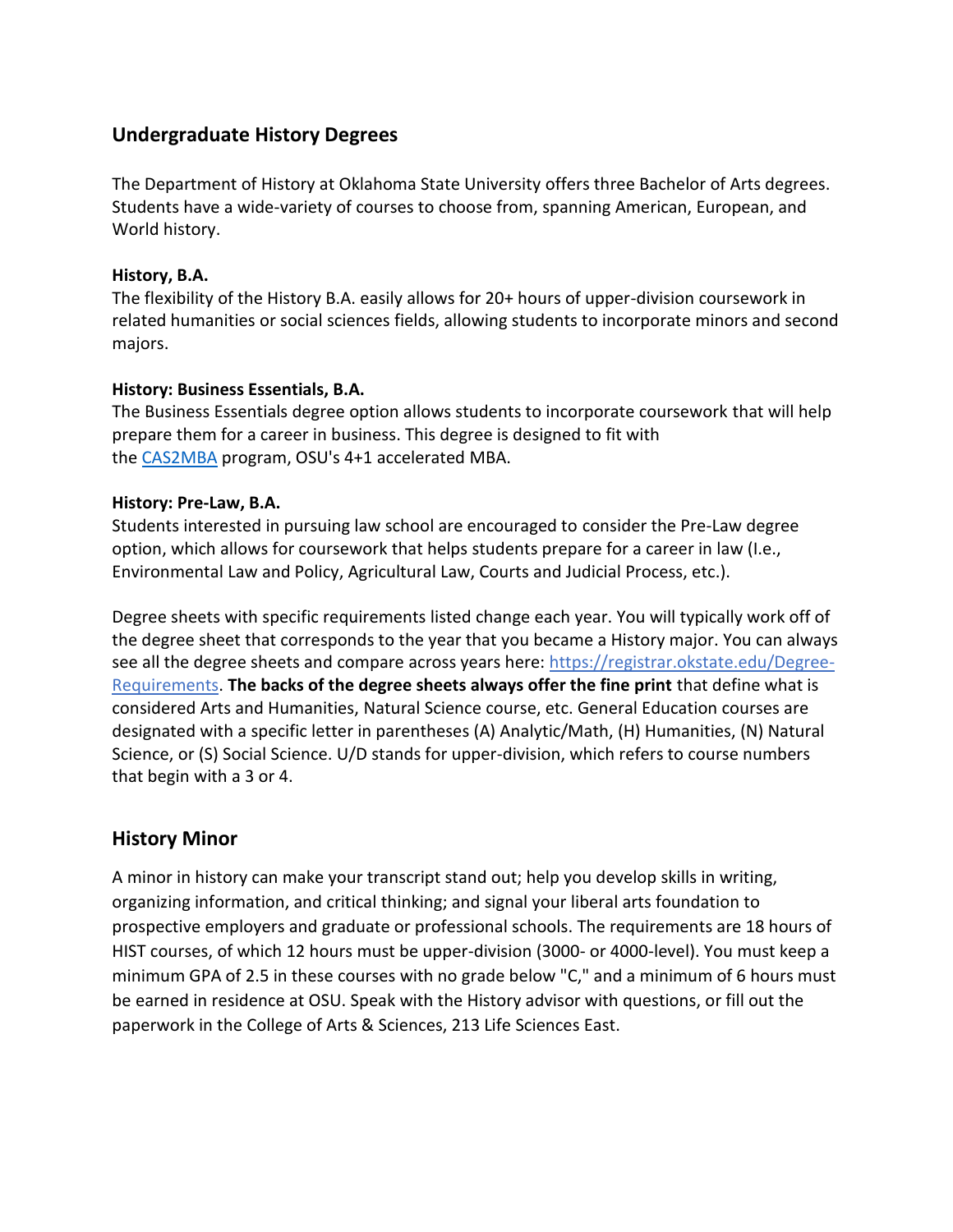## Undergraduate History Degrees

The Department of History at Oklahoma State University offers three Bachelor of Arts degrees. Students have a wide-variety of courses to choose from, spanning American, European, and World history.

**History, B.A.**
The flexibility of the History B.A. easily allows for 20+ hours of upper-division coursework in related humanities or social sciences fields, allowing students to incorporate minors and second majors.

**History: Business Essentials, B.A.**
The Business Essentials degree option allows students to incorporate coursework that will help prepare them for a career in business. This degree is designed to fit with the CAS2MBA program, OSU's 4+1 accelerated MBA.

**History: Pre-Law, B.A.**
Students interested in pursuing law school are encouraged to consider the Pre-Law degree option, which allows for coursework that helps students prepare for a career in law (I.e., Environmental Law and Policy, Agricultural Law, Courts and Judicial Process, etc.).

Degree sheets with specific requirements listed change each year. You will typically work off of the degree sheet that corresponds to the year that you became a History major. You can always see all the degree sheets and compare across years here: https://registrar.okstate.edu/Degree-Requirements. **The backs of the degree sheets always offer the fine print** that define what is considered Arts and Humanities, Natural Science course, etc. General Education courses are designated with a specific letter in parentheses (A) Analytic/Math, (H) Humanities, (N) Natural Science, or (S) Social Science. U/D stands for upper-division, which refers to course numbers that begin with a 3 or 4.

## History Minor

A minor in history can make your transcript stand out; help you develop skills in writing, organizing information, and critical thinking; and signal your liberal arts foundation to prospective employers and graduate or professional schools. The requirements are 18 hours of HIST courses, of which 12 hours must be upper-division (3000- or 4000-level). You must keep a minimum GPA of 2.5 in these courses with no grade below "C," and a minimum of 6 hours must be earned in residence at OSU. Speak with the History advisor with questions, or fill out the paperwork in the College of Arts & Sciences, 213 Life Sciences East.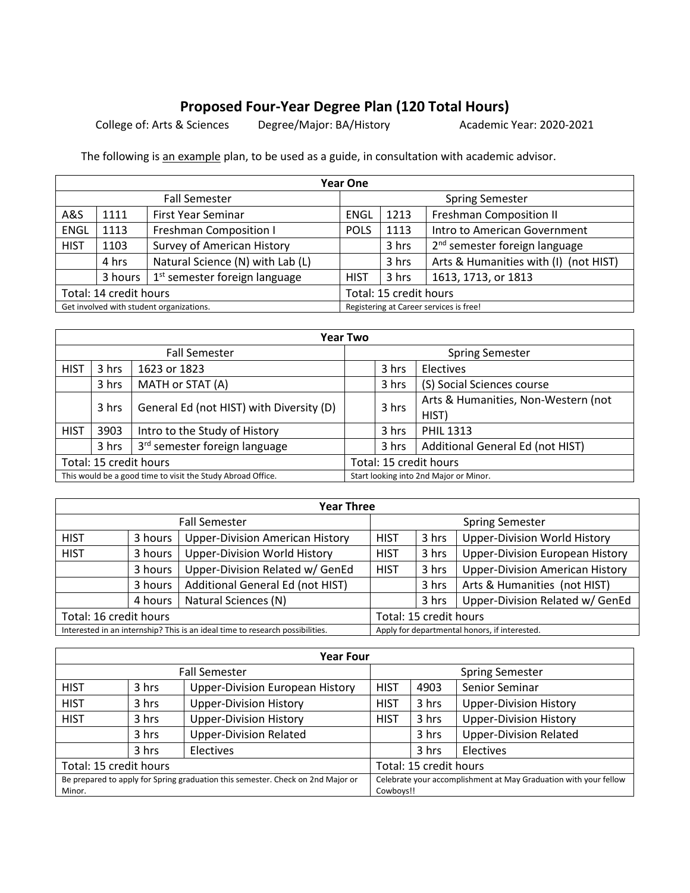## Proposed Four-Year Degree Plan (120 Total Hours)

College of: Arts & Sciences Degree/Major: BA/History Academic Year: 2020-2021

The following is an example plan, to be used as a guide, in consultation with academic advisor.

| **Year One** | | | | | |
|---|---|---|---|---|---|
| Fall Semester | | | Spring Semester | | |
| A&S | 1111 | First Year Seminar | ENGL | 1213 | Freshman Composition II |
| ENGL | 1113 | Freshman Composition I | POLS | 1113 | Intro to American Government |
| HIST | 1103 | Survey of American History | | 3 hrs | 2nd semester foreign language |
| | 4 hrs | Natural Science (N) with Lab (L) | | 3 hrs | Arts & Humanities with (I) (not HIST) |
| | 3 hours | 1st semester foreign language | HIST | 3 hrs | 1613, 1713, or 1813 |
| Total: 14 credit hours | | | Total: 15 credit hours | | |
| Get involved with student organizations. | | | Registering at Career services is free! | | |

| **Year Two** | | | | | |
|---|---|---|---|---|---|
| Fall Semester | | | Spring Semester | | |
| HIST | 3 hrs | 1623 or 1823 | | 3 hrs | Electives |
| | 3 hrs | MATH or STAT (A) | | 3 hrs | (S) Social Sciences course |
| | 3 hrs | General Ed (not HIST) with Diversity (D) | | 3 hrs | Arts & Humanities, Non-Western (not HIST) |
| HIST | 3903 | Intro to the Study of History | | 3 hrs | PHIL 1313 |
| | 3 hrs | 3rd semester foreign language | | 3 hrs | Additional General Ed (not HIST) |
| Total: 15 credit hours | | | Total: 15 credit hours | | |
| This would be a good time to visit the Study Abroad Office. | | | Start looking into 2nd Major or Minor. | | |

| **Year Three** | | | | | |
|---|---|---|---|---|---|
| Fall Semester | | | Spring Semester | | |
| HIST | 3 hours | Upper-Division American History | HIST | 3 hrs | Upper-Division World History |
| HIST | 3 hours | Upper-Division World History | HIST | 3 hrs | Upper-Division European History |
| | 3 hours | Upper-Division Related w/ GenEd | HIST | 3 hrs | Upper-Division American History |
| | 3 hours | Additional General Ed (not HIST) | | 3 hrs | Arts & Humanities (not HIST) |
| | 4 hours | Natural Sciences (N) | | 3 hrs | Upper-Division Related w/ GenEd |
| Total: 16 credit hours | | | Total: 15 credit hours | | |
| Interested in an internship? This is an ideal time to research possibilities. | | | Apply for departmental honors, if interested. | | |

| **Year Four** | | | | | |
|---|---|---|---|---|---|
| Fall Semester | | | Spring Semester | | |
| HIST | 3 hrs | Upper-Division European History | HIST | 4903 | Senior Seminar |
| HIST | 3 hrs | Upper-Division History | HIST | 3 hrs | Upper-Division History |
| HIST | 3 hrs | Upper-Division History | HIST | 3 hrs | Upper-Division History |
| | 3 hrs | Upper-Division Related | | 3 hrs | Upper-Division Related |
| | 3 hrs | Electives | | 3 hrs | Electives |
| Total: 15 credit hours | | | Total: 15 credit hours | | |
| Be prepared to apply for Spring graduation this semester. Check on 2nd Major or Minor. | | | Celebrate your accomplishment at May Graduation with your fellow Cowboys!! | | |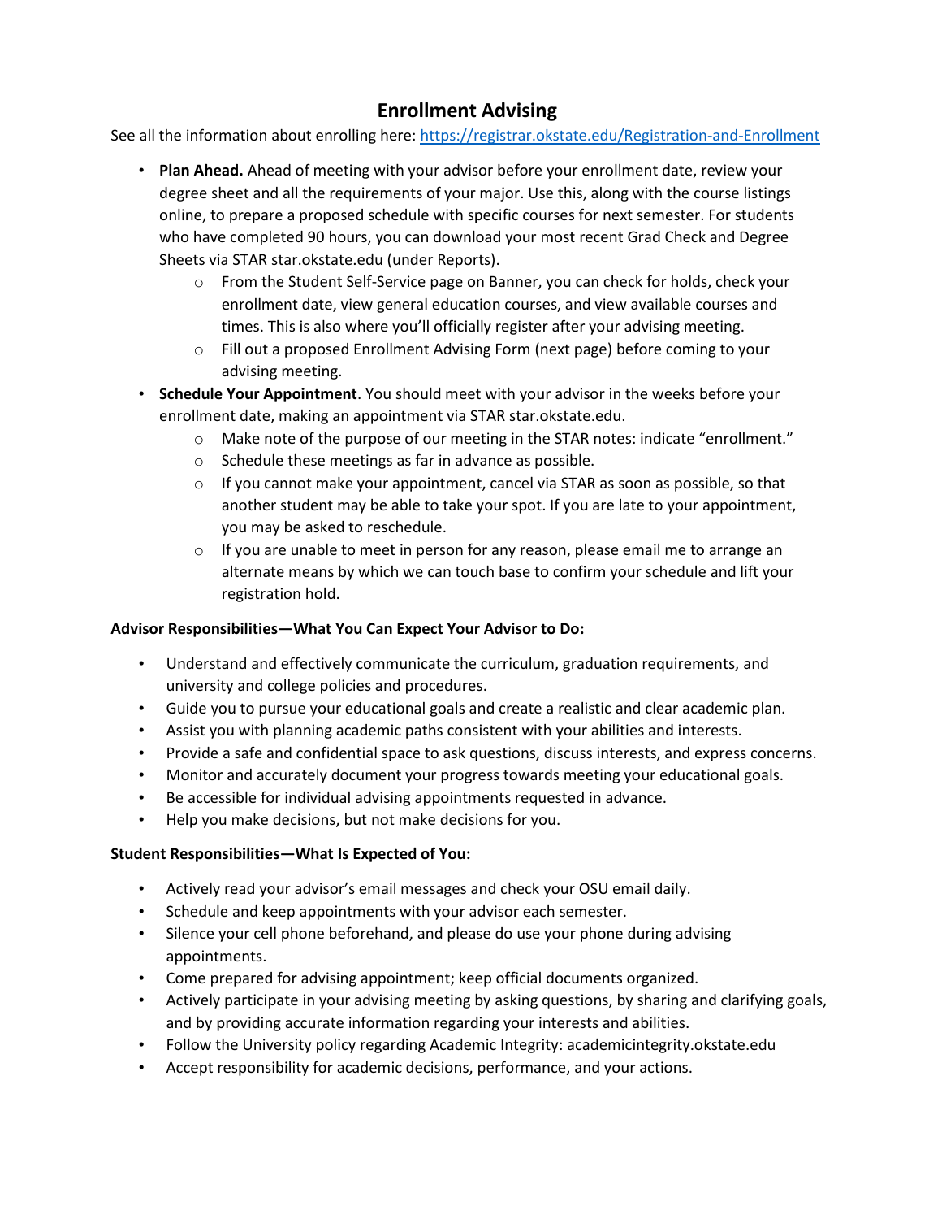# Enrollment Advising

See all the information about enrolling here: [https://registrar.okstate.edu/Registration-and-Enrollment](https://registrar.okstate.edu/Registration-and-Enrollment)

- **Plan Ahead.** Ahead of meeting with your advisor before your enrollment date, review your degree sheet and all the requirements of your major. Use this, along with the course listings online, to prepare a proposed schedule with specific courses for next semester. For students who have completed 90 hours, you can download your most recent Grad Check and Degree Sheets via STAR star.okstate.edu (under Reports).
  - From the Student Self-Service page on Banner, you can check for holds, check your enrollment date, view general education courses, and view available courses and times. This is also where you'll officially register after your advising meeting.
  - Fill out a proposed Enrollment Advising Form (next page) before coming to your advising meeting.
- **Schedule Your Appointment**. You should meet with your advisor in the weeks before your enrollment date, making an appointment via STAR star.okstate.edu.
  - Make note of the purpose of our meeting in the STAR notes: indicate "enrollment."
  - Schedule these meetings as far in advance as possible.
  - If you cannot make your appointment, cancel via STAR as soon as possible, so that another student may be able to take your spot. If you are late to your appointment, you may be asked to reschedule.
  - If you are unable to meet in person for any reason, please email me to arrange an alternate means by which we can touch base to confirm your schedule and lift your registration hold.

**Advisor Responsibilities—What You Can Expect Your Advisor to Do:**

- Understand and effectively communicate the curriculum, graduation requirements, and university and college policies and procedures.
- Guide you to pursue your educational goals and create a realistic and clear academic plan.
- Assist you with planning academic paths consistent with your abilities and interests.
- Provide a safe and confidential space to ask questions, discuss interests, and express concerns.
- Monitor and accurately document your progress towards meeting your educational goals.
- Be accessible for individual advising appointments requested in advance.
- Help you make decisions, but not make decisions for you.

**Student Responsibilities—What Is Expected of You:**

- Actively read your advisor's email messages and check your OSU email daily.
- Schedule and keep appointments with your advisor each semester.
- Silence your cell phone beforehand, and please do use your phone during advising appointments.
- Come prepared for advising appointment; keep official documents organized.
- Actively participate in your advising meeting by asking questions, by sharing and clarifying goals, and by providing accurate information regarding your interests and abilities.
- Follow the University policy regarding Academic Integrity: academicintegrity.okstate.edu
- Accept responsibility for academic decisions, performance, and your actions.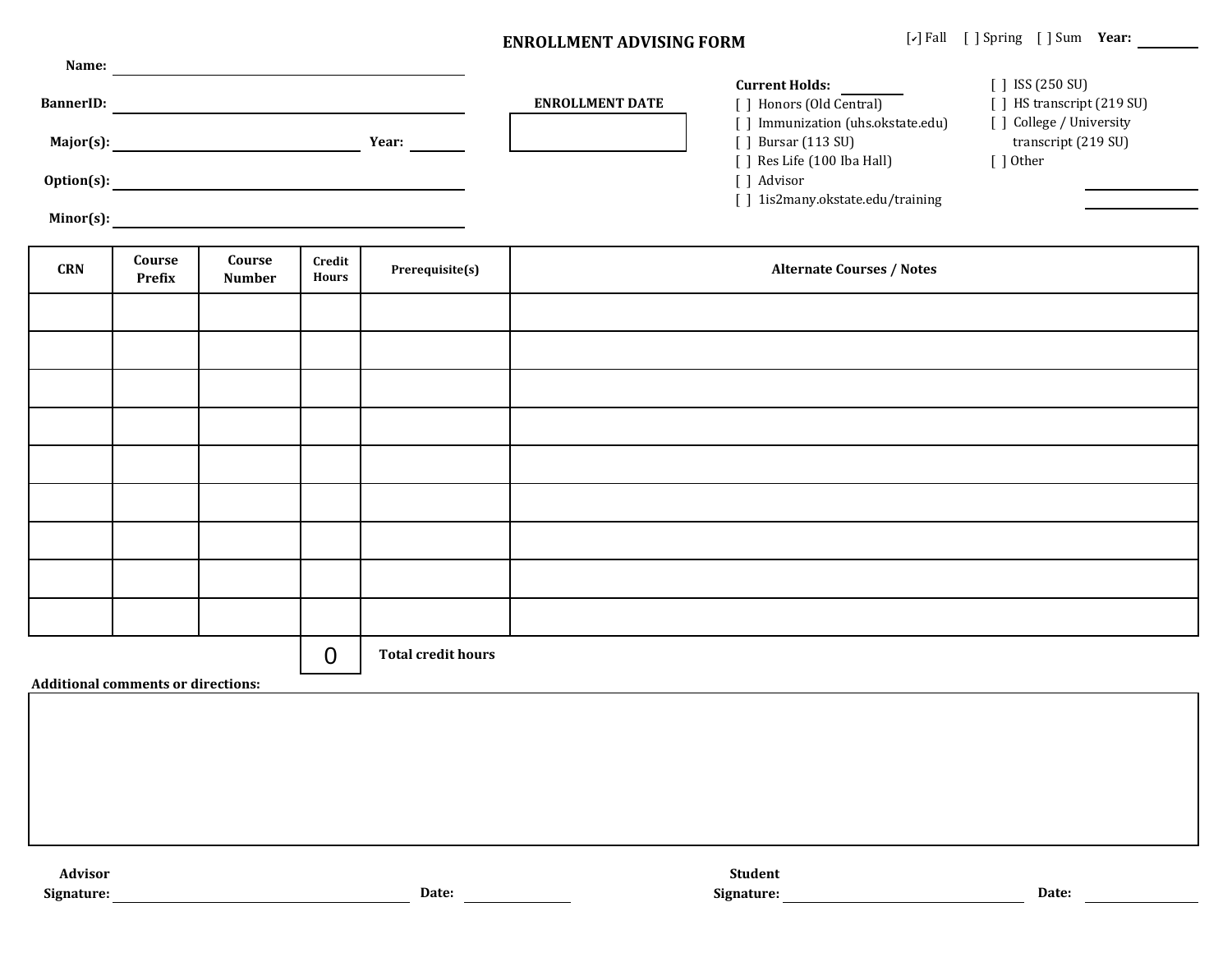# ENROLLMENT ADVISING FORM

[✓] Fall [ ] Spring [ ] Sum **Year:** ________

**Name:** ______________________________

**BannerID:** ______________________________

**Major(s):** ______________________ **Year:** ________

**Option(s):** ______________________________

**Minor(s):** ______________________________

**ENROLLMENT DATE**

| |
|---|
| |

**Current Holds:** ________

- [ ] Honors (Old Central)
- [ ] Immunization (uhs.okstate.edu)
- [ ] Bursar (113 SU)
- [ ] Res Life (100 Iba Hall)
- [ ] Advisor
- [ ] 1is2many.okstate.edu/training
- [ ] ISS (250 SU)
- [ ] HS transcript (219 SU)
- [ ] College / University transcript (219 SU)
- [ ] Other

________

________

| CRN | Course Prefix | Course Number | Credit Hours | Prerequisite(s) | Alternate Courses / Notes |
|---|---|---|---|---|---|
| | | | | | |
| | | | | | |
| | | | | | |
| | | | | | |
| | | | | | |
| | | | | | |
| | | | | | |
| | | | | | |
| | | | | | |
| | | | 0 | **Total credit hours** | |

**Additional comments or directions:**

| |
|---|
| |

**Advisor Signature:** ______________________ **Date:** ________

**Student Signature:** ______________________ **Date:** ________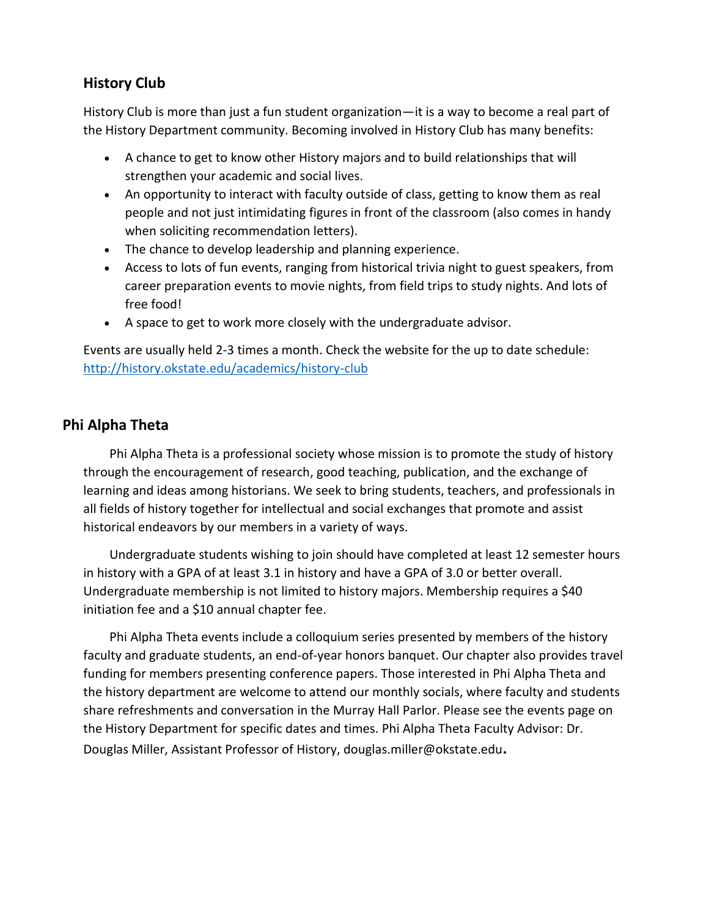## History Club

History Club is more than just a fun student organization—it is a way to become a real part of the History Department community. Becoming involved in History Club has many benefits:

- A chance to get to know other History majors and to build relationships that will strengthen your academic and social lives.
- An opportunity to interact with faculty outside of class, getting to know them as real people and not just intimidating figures in front of the classroom (also comes in handy when soliciting recommendation letters).
- The chance to develop leadership and planning experience.
- Access to lots of fun events, ranging from historical trivia night to guest speakers, from career preparation events to movie nights, from field trips to study nights. And lots of free food!
- A space to get to work more closely with the undergraduate advisor.

Events are usually held 2-3 times a month. Check the website for the up to date schedule: http://history.okstate.edu/academics/history-club

## Phi Alpha Theta

Phi Alpha Theta is a professional society whose mission is to promote the study of history through the encouragement of research, good teaching, publication, and the exchange of learning and ideas among historians. We seek to bring students, teachers, and professionals in all fields of history together for intellectual and social exchanges that promote and assist historical endeavors by our members in a variety of ways.

Undergraduate students wishing to join should have completed at least 12 semester hours in history with a GPA of at least 3.1 in history and have a GPA of 3.0 or better overall. Undergraduate membership is not limited to history majors. Membership requires a $40 initiation fee and a $10 annual chapter fee.

Phi Alpha Theta events include a colloquium series presented by members of the history faculty and graduate students, an end-of-year honors banquet. Our chapter also provides travel funding for members presenting conference papers. Those interested in Phi Alpha Theta and the history department are welcome to attend our monthly socials, where faculty and students share refreshments and conversation in the Murray Hall Parlor. Please see the events page on the History Department for specific dates and times. Phi Alpha Theta Faculty Advisor: Dr. Douglas Miller, Assistant Professor of History, douglas.miller@okstate.edu.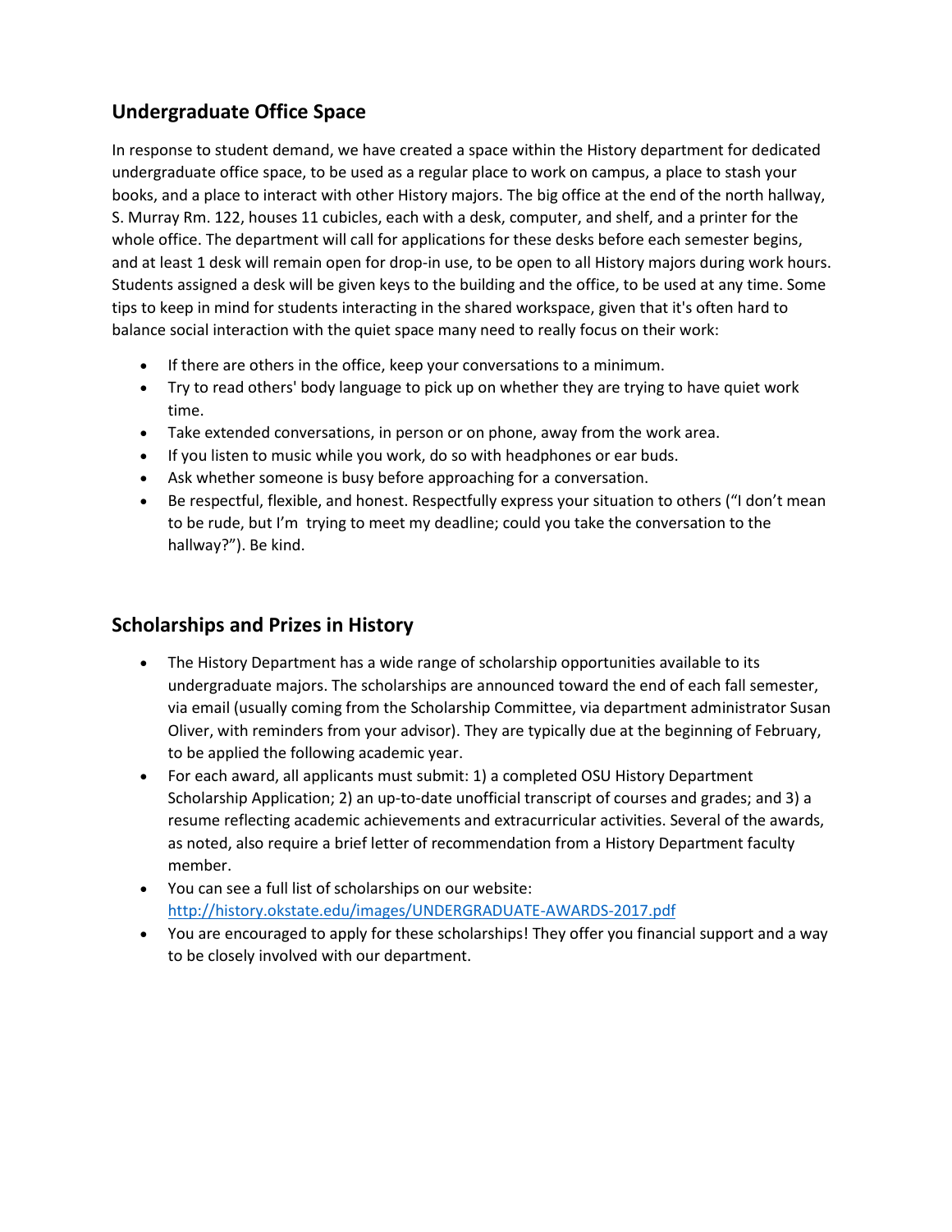## Undergraduate Office Space

In response to student demand, we have created a space within the History department for dedicated undergraduate office space, to be used as a regular place to work on campus, a place to stash your books, and a place to interact with other History majors. The big office at the end of the north hallway, S. Murray Rm. 122, houses 11 cubicles, each with a desk, computer, and shelf, and a printer for the whole office. The department will call for applications for these desks before each semester begins, and at least 1 desk will remain open for drop-in use, to be open to all History majors during work hours. Students assigned a desk will be given keys to the building and the office, to be used at any time. Some tips to keep in mind for students interacting in the shared workspace, given that it's often hard to balance social interaction with the quiet space many need to really focus on their work:

- If there are others in the office, keep your conversations to a minimum.
- Try to read others' body language to pick up on whether they are trying to have quiet work time.
- Take extended conversations, in person or on phone, away from the work area.
- If you listen to music while you work, do so with headphones or ear buds.
- Ask whether someone is busy before approaching for a conversation.
- Be respectful, flexible, and honest. Respectfully express your situation to others ("I don't mean to be rude, but I'm trying to meet my deadline; could you take the conversation to the hallway?"). Be kind.

## Scholarships and Prizes in History

- The History Department has a wide range of scholarship opportunities available to its undergraduate majors. The scholarships are announced toward the end of each fall semester, via email (usually coming from the Scholarship Committee, via department administrator Susan Oliver, with reminders from your advisor). They are typically due at the beginning of February, to be applied the following academic year.
- For each award, all applicants must submit: 1) a completed OSU History Department Scholarship Application; 2) an up-to-date unofficial transcript of courses and grades; and 3) a resume reflecting academic achievements and extracurricular activities. Several of the awards, as noted, also require a brief letter of recommendation from a History Department faculty member.
- You can see a full list of scholarships on our website: http://history.okstate.edu/images/UNDERGRADUATE-AWARDS-2017.pdf
- You are encouraged to apply for these scholarships! They offer you financial support and a way to be closely involved with our department.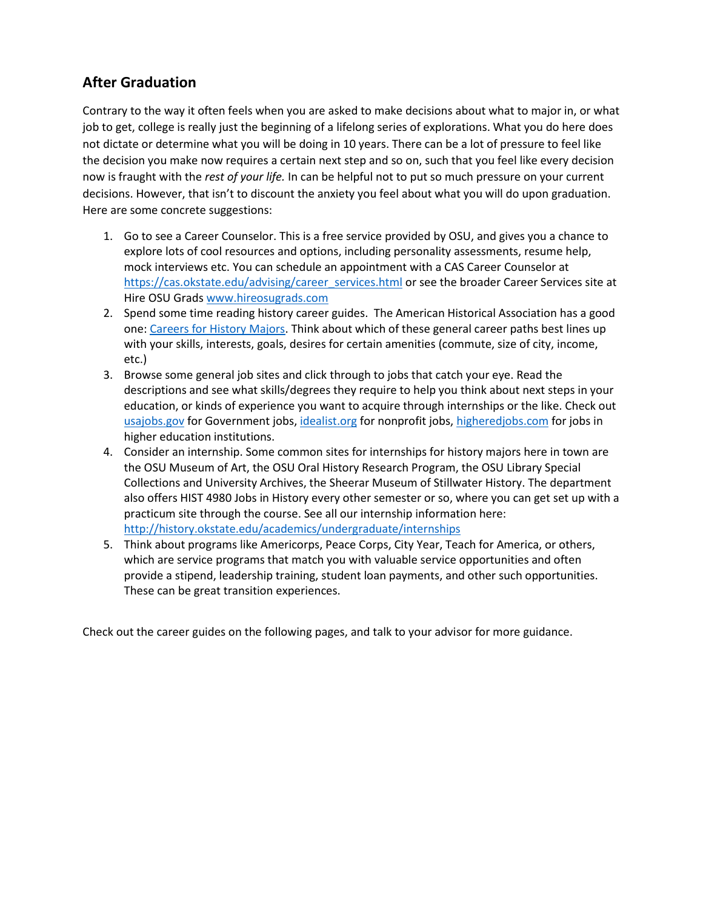## After Graduation

Contrary to the way it often feels when you are asked to make decisions about what to major in, or what job to get, college is really just the beginning of a lifelong series of explorations. What you do here does not dictate or determine what you will be doing in 10 years. There can be a lot of pressure to feel like the decision you make now requires a certain next step and so on, such that you feel like every decision now is fraught with the *rest of your life.* In can be helpful not to put so much pressure on your current decisions. However, that isn't to discount the anxiety you feel about what you will do upon graduation. Here are some concrete suggestions:

1. Go to see a Career Counselor. This is a free service provided by OSU, and gives you a chance to explore lots of cool resources and options, including personality assessments, resume help, mock interviews etc. You can schedule an appointment with a CAS Career Counselor at https://cas.okstate.edu/advising/career_services.html or see the broader Career Services site at Hire OSU Grads www.hireosugrads.com
2. Spend some time reading history career guides. The American Historical Association has a good one: Careers for History Majors. Think about which of these general career paths best lines up with your skills, interests, goals, desires for certain amenities (commute, size of city, income, etc.)
3. Browse some general job sites and click through to jobs that catch your eye. Read the descriptions and see what skills/degrees they require to help you think about next steps in your education, or kinds of experience you want to acquire through internships or the like. Check out usajobs.gov for Government jobs, idealist.org for nonprofit jobs, higheredjobs.com for jobs in higher education institutions.
4. Consider an internship. Some common sites for internships for history majors here in town are the OSU Museum of Art, the OSU Oral History Research Program, the OSU Library Special Collections and University Archives, the Sheerar Museum of Stillwater History. The department also offers HIST 4980 Jobs in History every other semester or so, where you can get set up with a practicum site through the course. See all our internship information here: http://history.okstate.edu/academics/undergraduate/internships
5. Think about programs like Americorps, Peace Corps, City Year, Teach for America, or others, which are service programs that match you with valuable service opportunities and often provide a stipend, leadership training, student loan payments, and other such opportunities. These can be great transition experiences.

Check out the career guides on the following pages, and talk to your advisor for more guidance.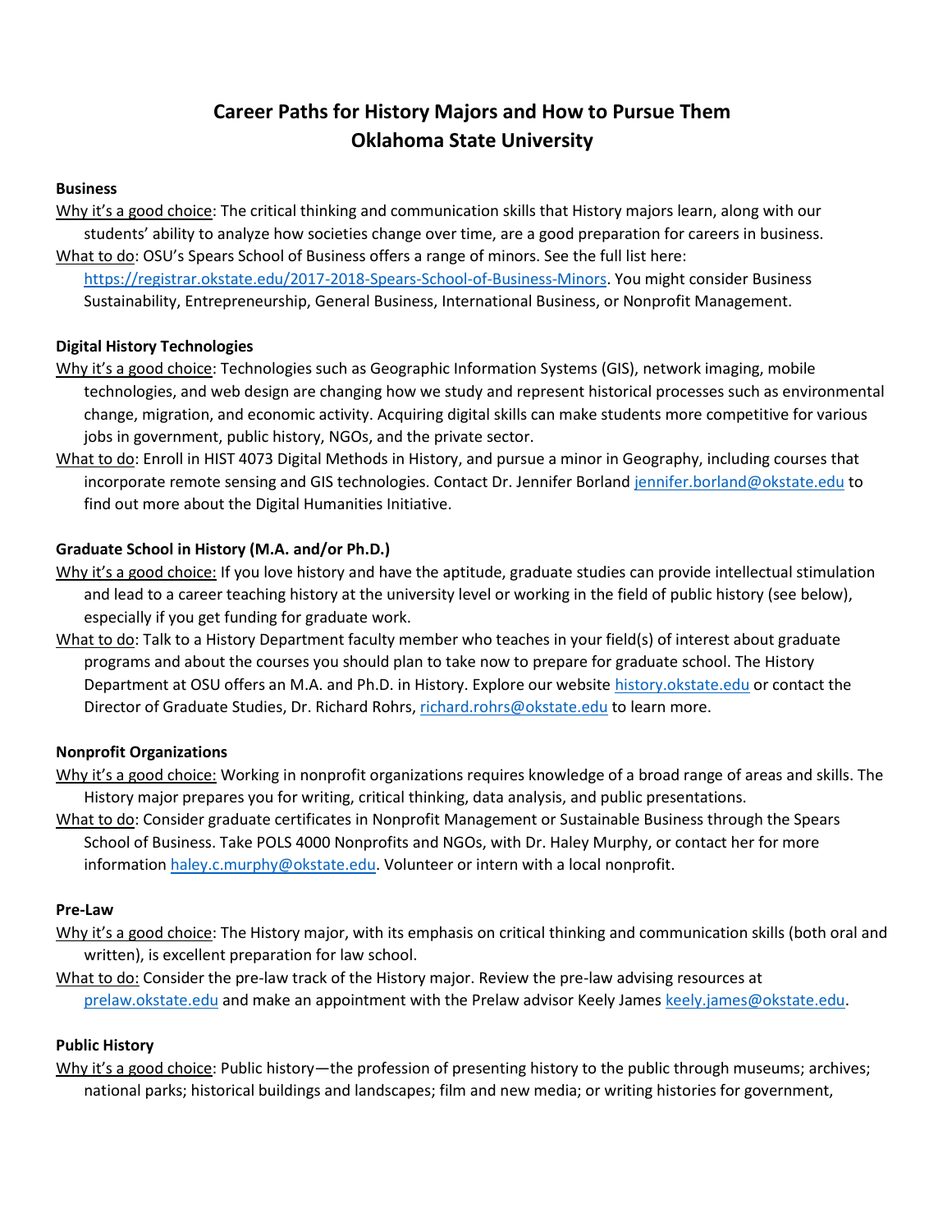# Career Paths for History Majors and How to Pursue Them
# Oklahoma State University

**Business**

Why it's a good choice: The critical thinking and communication skills that History majors learn, along with our students' ability to analyze how societies change over time, are a good preparation for careers in business.

What to do: OSU's Spears School of Business offers a range of minors. See the full list here: https://registrar.okstate.edu/2017-2018-Spears-School-of-Business-Minors. You might consider Business Sustainability, Entrepreneurship, General Business, International Business, or Nonprofit Management.

**Digital History Technologies**

Why it's a good choice: Technologies such as Geographic Information Systems (GIS), network imaging, mobile technologies, and web design are changing how we study and represent historical processes such as environmental change, migration, and economic activity. Acquiring digital skills can make students more competitive for various jobs in government, public history, NGOs, and the private sector.

What to do: Enroll in HIST 4073 Digital Methods in History, and pursue a minor in Geography, including courses that incorporate remote sensing and GIS technologies. Contact Dr. Jennifer Borland jennifer.borland@okstate.edu to find out more about the Digital Humanities Initiative.

**Graduate School in History (M.A. and/or Ph.D.)**

Why it's a good choice: If you love history and have the aptitude, graduate studies can provide intellectual stimulation and lead to a career teaching history at the university level or working in the field of public history (see below), especially if you get funding for graduate work.

What to do: Talk to a History Department faculty member who teaches in your field(s) of interest about graduate programs and about the courses you should plan to take now to prepare for graduate school. The History Department at OSU offers an M.A. and Ph.D. in History. Explore our website history.okstate.edu or contact the Director of Graduate Studies, Dr. Richard Rohrs, richard.rohrs@okstate.edu to learn more.

**Nonprofit Organizations**

Why it's a good choice: Working in nonprofit organizations requires knowledge of a broad range of areas and skills. The History major prepares you for writing, critical thinking, data analysis, and public presentations.

What to do: Consider graduate certificates in Nonprofit Management or Sustainable Business through the Spears School of Business. Take POLS 4000 Nonprofits and NGOs, with Dr. Haley Murphy, or contact her for more information haley.c.murphy@okstate.edu. Volunteer or intern with a local nonprofit.

**Pre-Law**

Why it's a good choice: The History major, with its emphasis on critical thinking and communication skills (both oral and written), is excellent preparation for law school.

What to do: Consider the pre-law track of the History major. Review the pre-law advising resources at prelaw.okstate.edu and make an appointment with the Prelaw advisor Keely James keely.james@okstate.edu.

**Public History**

Why it's a good choice: Public history—the profession of presenting history to the public through museums; archives; national parks; historical buildings and landscapes; film and new media; or writing histories for government,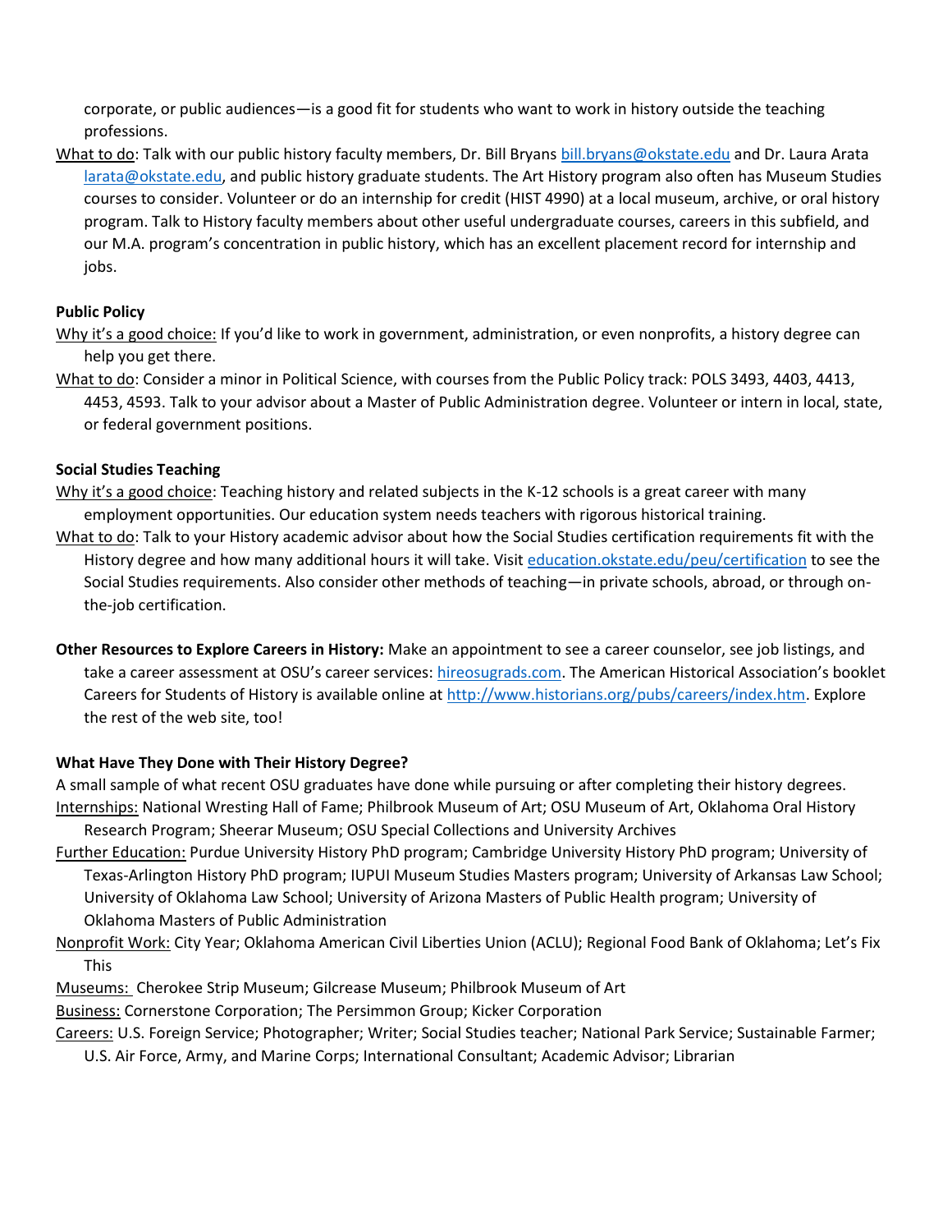corporate, or public audiences—is a good fit for students who want to work in history outside the teaching professions.

What to do: Talk with our public history faculty members, Dr. Bill Bryans bill.bryans@okstate.edu and Dr. Laura Arata larata@okstate.edu, and public history graduate students. The Art History program also often has Museum Studies courses to consider. Volunteer or do an internship for credit (HIST 4990) at a local museum, archive, or oral history program. Talk to History faculty members about other useful undergraduate courses, careers in this subfield, and our M.A. program's concentration in public history, which has an excellent placement record for internship and jobs.

**Public Policy**

Why it's a good choice: If you'd like to work in government, administration, or even nonprofits, a history degree can help you get there.

What to do: Consider a minor in Political Science, with courses from the Public Policy track: POLS 3493, 4403, 4413, 4453, 4593. Talk to your advisor about a Master of Public Administration degree. Volunteer or intern in local, state, or federal government positions.

**Social Studies Teaching**

Why it's a good choice: Teaching history and related subjects in the K-12 schools is a great career with many employment opportunities. Our education system needs teachers with rigorous historical training.

What to do: Talk to your History academic advisor about how the Social Studies certification requirements fit with the History degree and how many additional hours it will take. Visit education.okstate.edu/peu/certification to see the Social Studies requirements. Also consider other methods of teaching—in private schools, abroad, or through on-the-job certification.

**Other Resources to Explore Careers in History:** Make an appointment to see a career counselor, see job listings, and take a career assessment at OSU's career services: hireosugrads.com. The American Historical Association's booklet Careers for Students of History is available online at http://www.historians.org/pubs/careers/index.htm. Explore the rest of the web site, too!

**What Have They Done with Their History Degree?**

A small sample of what recent OSU graduates have done while pursuing or after completing their history degrees.

Internships: National Wresting Hall of Fame; Philbrook Museum of Art; OSU Museum of Art, Oklahoma Oral History Research Program; Sheerar Museum; OSU Special Collections and University Archives

Further Education: Purdue University History PhD program; Cambridge University History PhD program; University of Texas-Arlington History PhD program; IUPUI Museum Studies Masters program; University of Arkansas Law School; University of Oklahoma Law School; University of Arizona Masters of Public Health program; University of Oklahoma Masters of Public Administration

Nonprofit Work: City Year; Oklahoma American Civil Liberties Union (ACLU); Regional Food Bank of Oklahoma; Let's Fix This

Museums: Cherokee Strip Museum; Gilcrease Museum; Philbrook Museum of Art

Business: Cornerstone Corporation; The Persimmon Group; Kicker Corporation

Careers: U.S. Foreign Service; Photographer; Writer; Social Studies teacher; National Park Service; Sustainable Farmer; U.S. Air Force, Army, and Marine Corps; International Consultant; Academic Advisor; Librarian